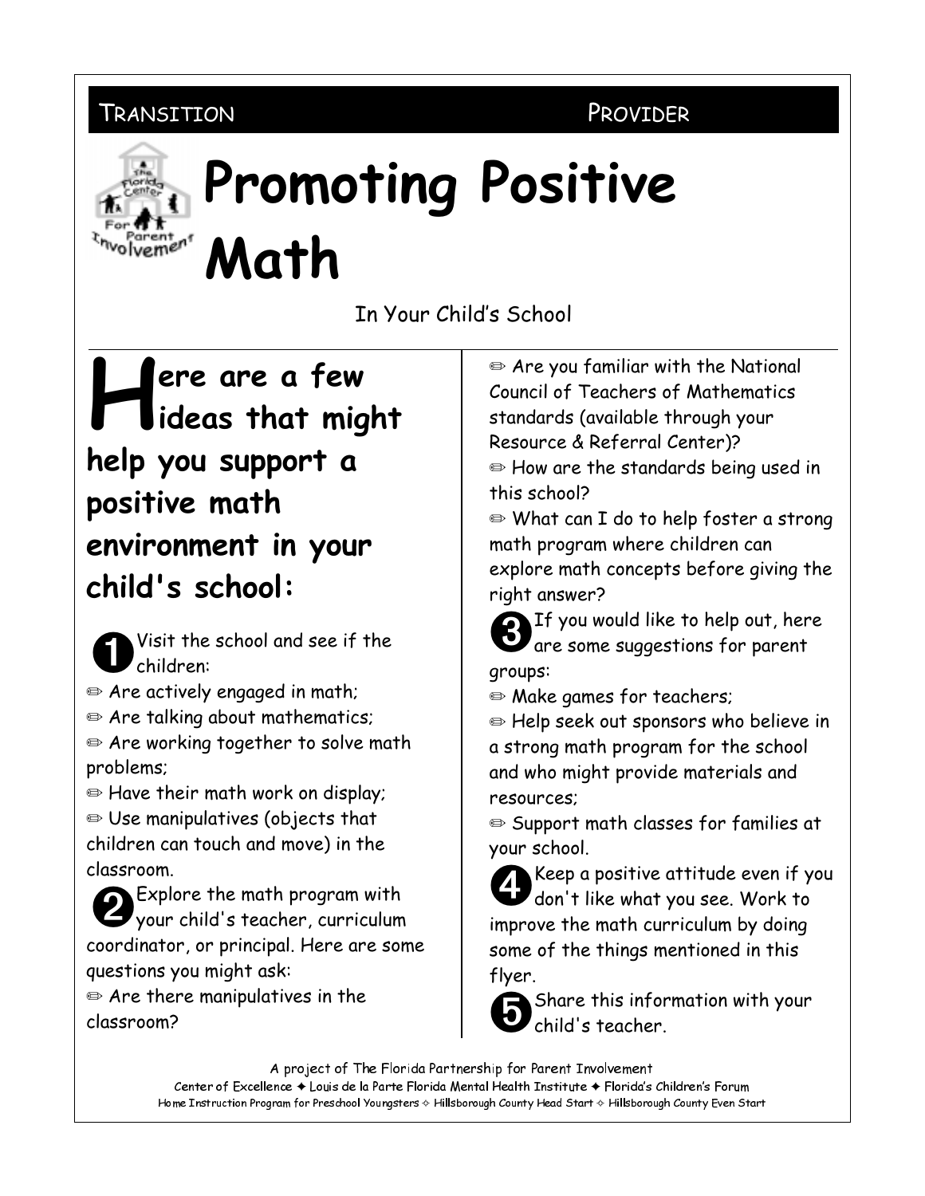TRANSITION PROVIDER

# Promoting Positive Math

In Your Child's School

**Here are a few ideas that might help you support a positive math environment in your child's school:**

❶ Visit the school and see if the children:

✏ Are actively engaged in math;
✏ Are talking about mathematics;
✏ Are working together to solve math problems;
✏ Have their math work on display;
✏ Use manipulatives (objects that children can touch and move) in the classroom.

❷ Explore the math program with your child's teacher, curriculum coordinator, or principal. Here are some questions you might ask:

✏ Are there manipulatives in the classroom?
✏ Are you familiar with the National Council of Teachers of Mathematics standards (available through your Resource & Referral Center)?
✏ How are the standards being used in this school?
✏ What can I do to help foster a strong math program where children can explore math concepts before giving the right answer?

❸ If you would like to help out, here are some suggestions for parent groups:

✏ Make games for teachers;
✏ Help seek out sponsors who believe in a strong math program for the school and who might provide materials and resources;
✏ Support math classes for families at your school.

❹ Keep a positive attitude even if you don't like what you see. Work to improve the math curriculum by doing some of the things mentioned in this flyer.

❺ Share this information with your child's teacher.

A project of The Florida Partnership for Parent Involvement
Center of Excellence ✦ Louis de la Parte Florida Mental Health Institute ✦ Florida's Children's Forum
Home Instruction Program for Preschool Youngsters ✧ Hillsborough County Head Start ✧ Hillsborough County Even Start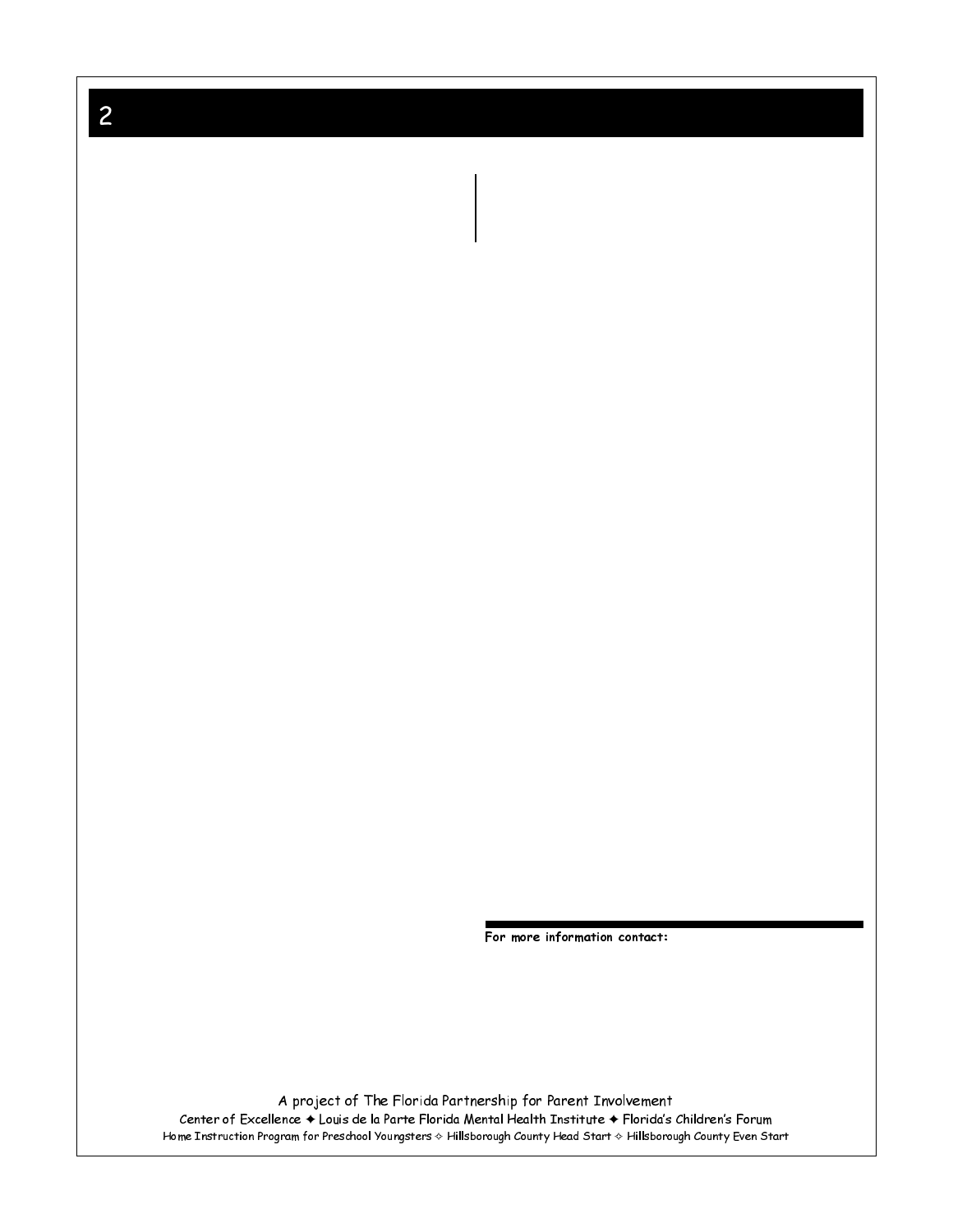For more information contact:

A project of The Florida Partnership for Parent Involvement

Center of Excellence ✦ Louis de la Parte Florida Mental Health Institute ✦ Florida's Children's Forum

Home Instruction Program for Preschool Youngsters ✧ Hillsborough County Head Start ✧ Hillsborough County Even Start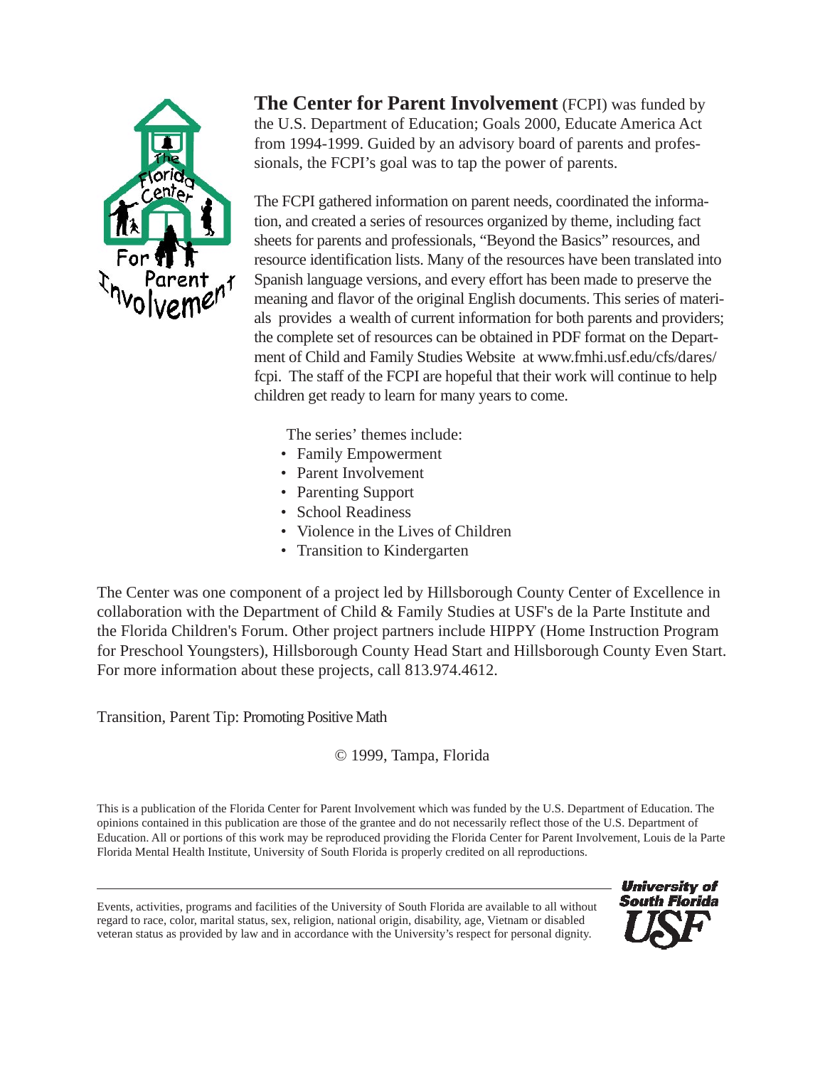**The Center for Parent Involvement** (FCPI) was funded by the U.S. Department of Education; Goals 2000, Educate America Act from 1994-1999. Guided by an advisory board of parents and professionals, the FCPI's goal was to tap the power of parents.

The FCPI gathered information on parent needs, coordinated the information, and created a series of resources organized by theme, including fact sheets for parents and professionals, "Beyond the Basics" resources, and resource identification lists. Many of the resources have been translated into Spanish language versions, and every effort has been made to preserve the meaning and flavor of the original English documents. This series of materials provides a wealth of current information for both parents and providers; the complete set of resources can be obtained in PDF format on the Department of Child and Family Studies Website at www.fmhi.usf.edu/cfs/dares/fcpi. The staff of the FCPI are hopeful that their work will continue to help children get ready to learn for many years to come.

The series' themes include:

- Family Empowerment
- Parent Involvement
- Parenting Support
- School Readiness
- Violence in the Lives of Children
- Transition to Kindergarten

The Center was one component of a project led by Hillsborough County Center of Excellence in collaboration with the Department of Child & Family Studies at USF's de la Parte Institute and the Florida Children's Forum. Other project partners include HIPPY (Home Instruction Program for Preschool Youngsters), Hillsborough County Head Start and Hillsborough County Even Start. For more information about these projects, call 813.974.4612.

Transition, Parent Tip: Promoting Positive Math

© 1999, Tampa, Florida

This is a publication of the Florida Center for Parent Involvement which was funded by the U.S. Department of Education. The opinions contained in this publication are those of the grantee and do not necessarily reflect those of the U.S. Department of Education. All or portions of this work may be reproduced providing the Florida Center for Parent Involvement, Louis de la Parte Florida Mental Health Institute, University of South Florida is properly credited on all reproductions.

---

Events, activities, programs and facilities of the University of South Florida are available to all without regard to race, color, marital status, sex, religion, national origin, disability, age, Vietnam or disabled veteran status as provided by law and in accordance with the University's respect for personal dignity.

University of South Florida USF